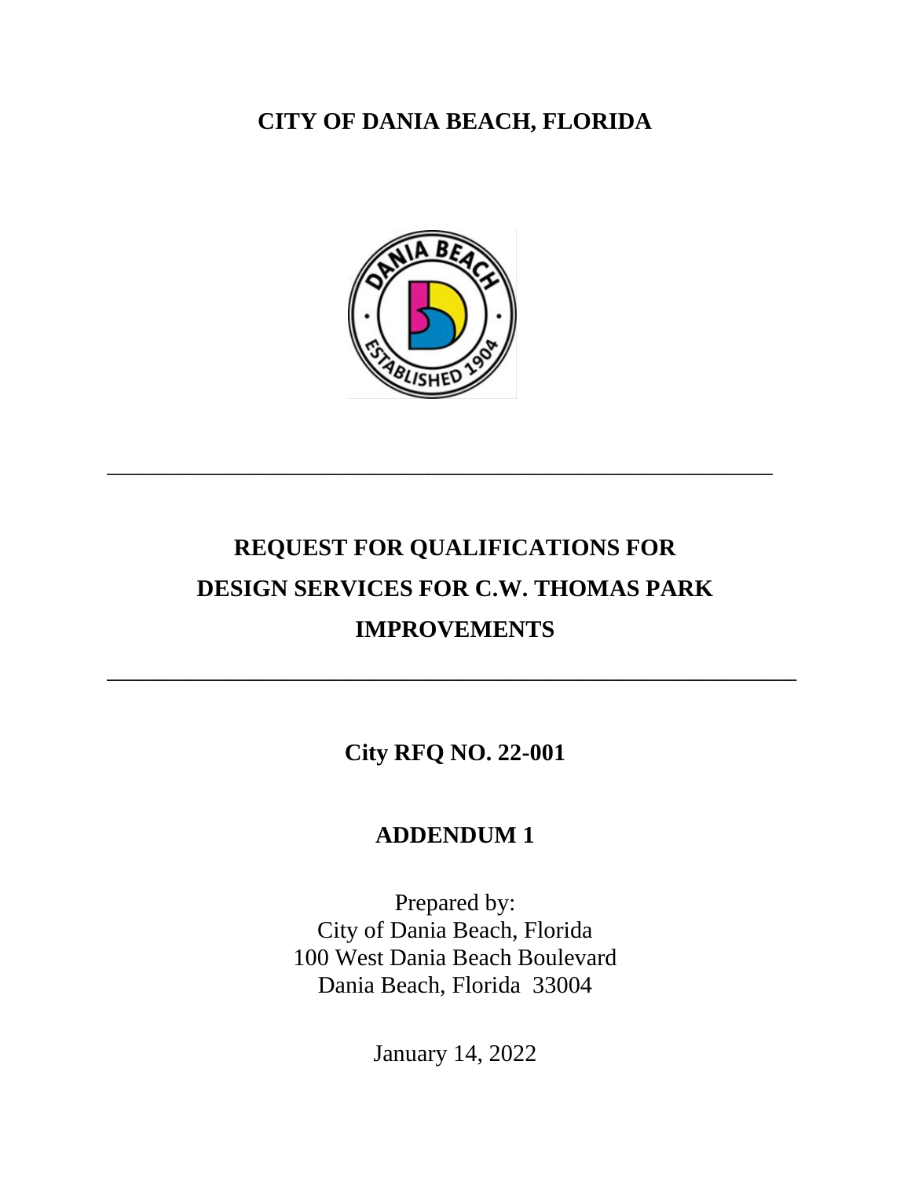# CITY OF DANIA BEACH, FLORIDA

---

## REQUEST FOR QUALIFICATIONS FOR DESIGN SERVICES FOR C.W. THOMAS PARK IMPROVEMENTS

---

**City RFQ NO. 22-001**

**ADDENDUM 1**

Prepared by:
City of Dania Beach, Florida
100 West Dania Beach Boulevard
Dania Beach, Florida 33004

January 14, 2022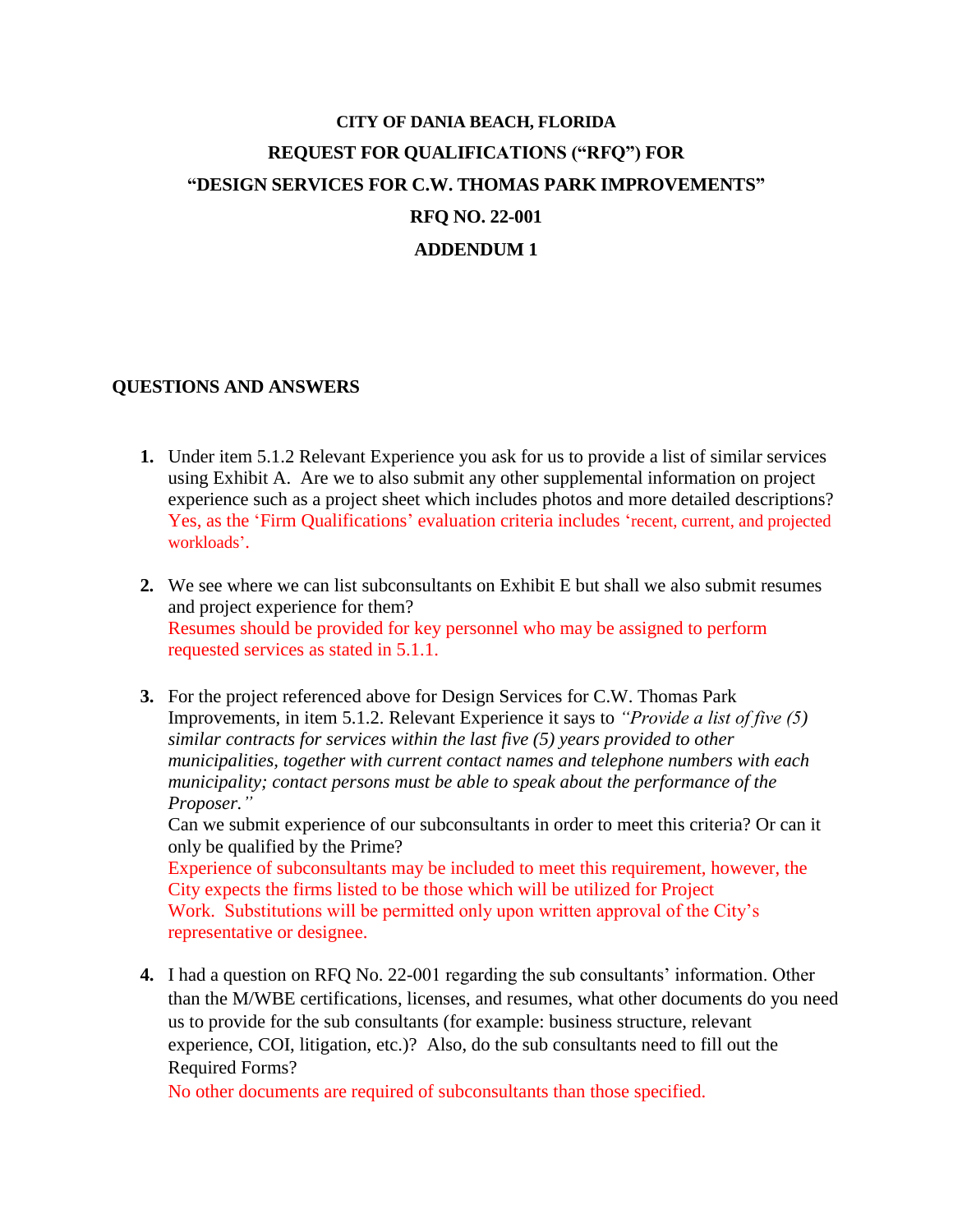**CITY OF DANIA BEACH, FLORIDA**

**REQUEST FOR QUALIFICATIONS ("RFQ") FOR**

**"DESIGN SERVICES FOR C.W. THOMAS PARK IMPROVEMENTS"**

**RFQ NO. 22-001**

**ADDENDUM 1**

**QUESTIONS AND ANSWERS**

1. Under item 5.1.2 Relevant Experience you ask for us to provide a list of similar services using Exhibit A. Are we to also submit any other supplemental information on project experience such as a project sheet which includes photos and more detailed descriptions?
   Yes, as the 'Firm Qualifications' evaluation criteria includes 'recent, current, and projected workloads'.

2. We see where we can list subconsultants on Exhibit E but shall we also submit resumes and project experience for them?
   Resumes should be provided for key personnel who may be assigned to perform requested services as stated in 5.1.1.

3. For the project referenced above for Design Services for C.W. Thomas Park Improvements, in item 5.1.2. Relevant Experience it says to *"Provide a list of five (5) similar contracts for services within the last five (5) years provided to other municipalities, together with current contact names and telephone numbers with each municipality; contact persons must be able to speak about the performance of the Proposer."*
   Can we submit experience of our subconsultants in order to meet this criteria? Or can it only be qualified by the Prime?
   Experience of subconsultants may be included to meet this requirement, however, the City expects the firms listed to be those which will be utilized for Project Work. Substitutions will be permitted only upon written approval of the City's representative or designee.

4. I had a question on RFQ No. 22-001 regarding the sub consultants' information. Other than the M/WBE certifications, licenses, and resumes, what other documents do you need us to provide for the sub consultants (for example: business structure, relevant experience, COI, litigation, etc.)? Also, do the sub consultants need to fill out the Required Forms?
   No other documents are required of subconsultants than those specified.